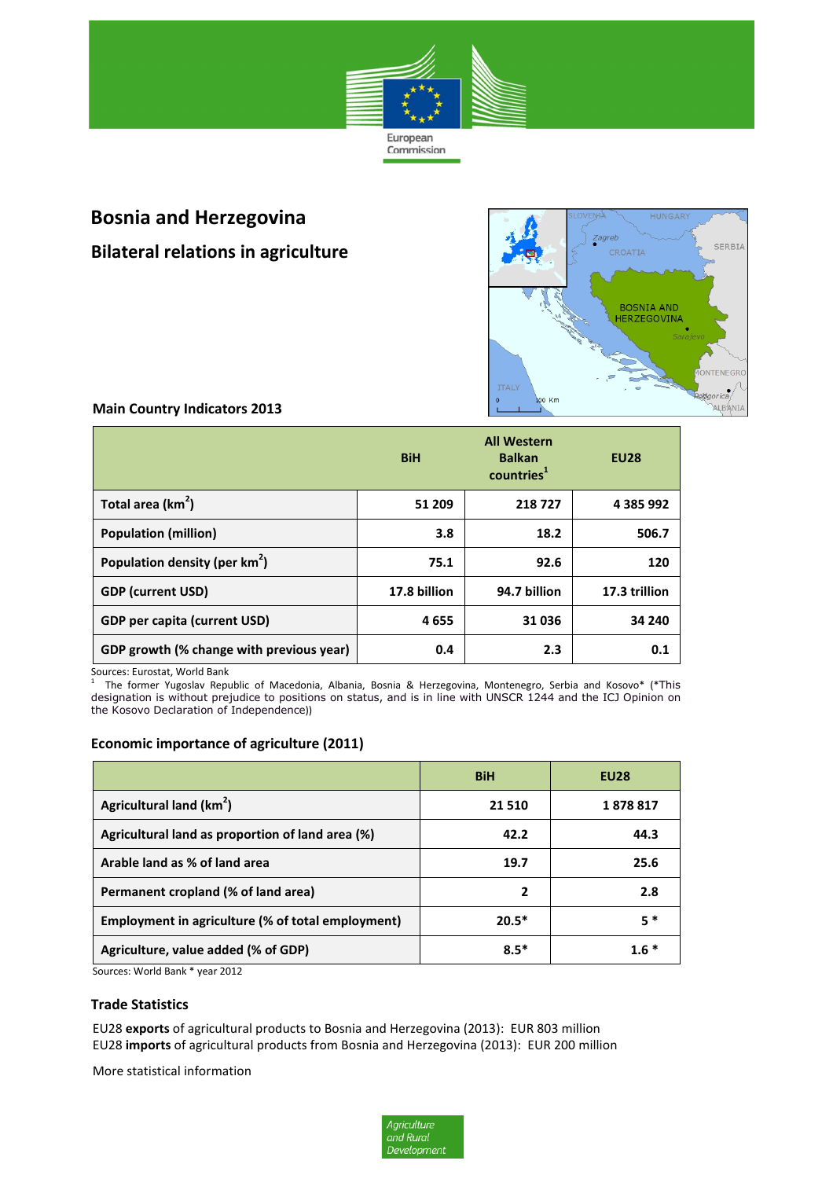# Bosnia and Herzegovina

## Bilateral relations in agriculture

### Main Country Indicators 2013

| | BiH | All Western Balkan countries[1] | EU28 |
|---|---|---|---|
| Total area (km$^2$) | 51 209 | 218 727 | 4 385 992 |
| Population (million) | 3.8 | 18.2 | 506.7 |
| Population density (per km$^2$) | 75.1 | 92.6 | 120 |
| GDP (current USD) | 17.8 billion | 94.7 billion | 17.3 trillion |
| GDP per capita (current USD) | 4 655 | 31 036 | 34 240 |
| GDP growth (% change with previous year) | 0.4 | 2.3 | 0.1 |

Sources: Eurostat, World Bank

[1] The former Yugoslav Republic of Macedonia, Albania, Bosnia & Herzegovina, Montenegro, Serbia and Kosovo* (*This designation is without prejudice to positions on status, and is in line with UNSCR 1244 and the ICJ Opinion on the Kosovo Declaration of Independence))

### Economic importance of agriculture (2011)

| | BiH | EU28 |
|---|---|---|
| Agricultural land (km$^2$) | 21 510 | 1 878 817 |
| Agricultural land as proportion of land area (%) | 42.2 | 44.3 |
| Arable land as % of land area | 19.7 | 25.6 |
| Permanent cropland (% of land area) | 2 | 2.8 |
| Employment in agriculture (% of total employment) | 20.5* | 5 * |
| Agriculture, value added (% of GDP) | 8.5* | 1.6 * |

Sources: World Bank * year 2012

### Trade Statistics

EU28 **exports** of agricultural products to Bosnia and Herzegovina (2013): EUR 803 million
EU28 **imports** of agricultural products from Bosnia and Herzegovina (2013): EUR 200 million

More statistical information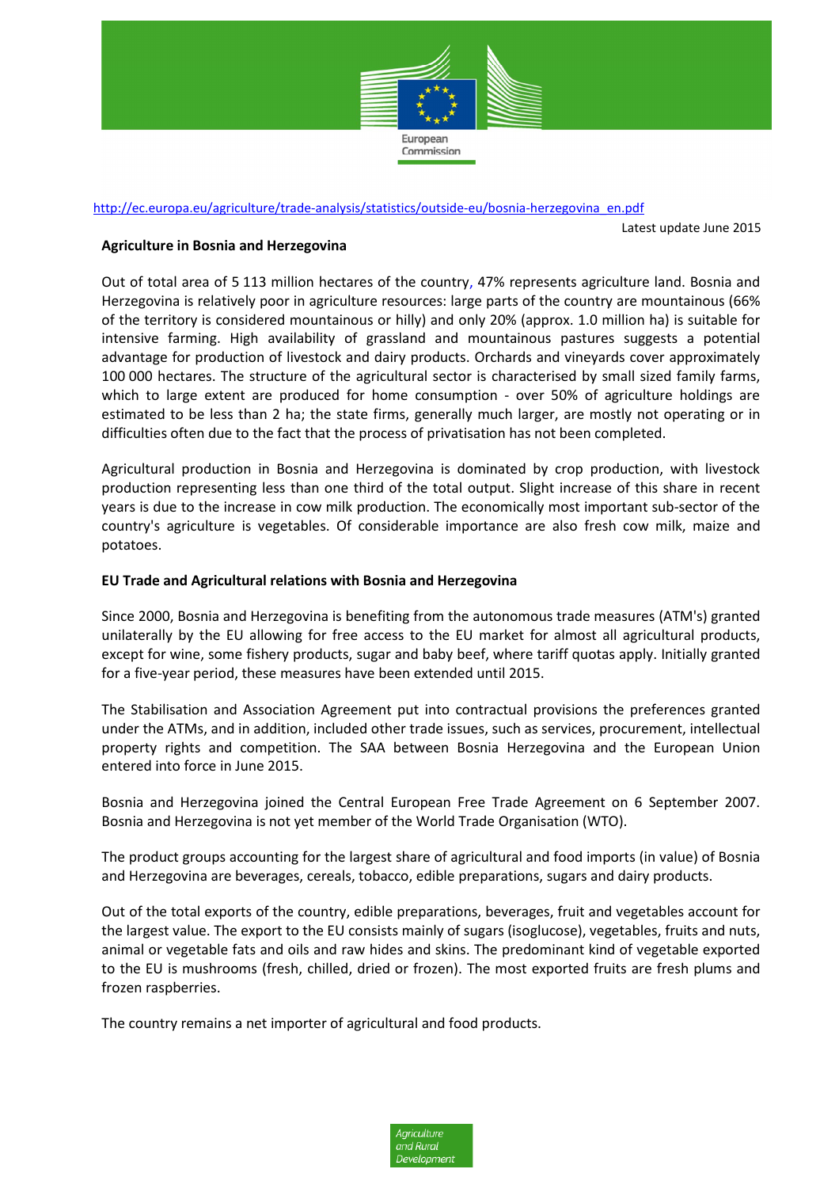http://ec.europa.eu/agriculture/trade-analysis/statistics/outside-eu/bosnia-herzegovina_en.pdf

Latest update June 2015

**Agriculture in Bosnia and Herzegovina**

Out of total area of 5 113 million hectares of the country, 47% represents agriculture land. Bosnia and Herzegovina is relatively poor in agriculture resources: large parts of the country are mountainous (66% of the territory is considered mountainous or hilly) and only 20% (approx. 1.0 million ha) is suitable for intensive farming. High availability of grassland and mountainous pastures suggests a potential advantage for production of livestock and dairy products. Orchards and vineyards cover approximately 100 000 hectares. The structure of the agricultural sector is characterised by small sized family farms, which to large extent are produced for home consumption - over 50% of agriculture holdings are estimated to be less than 2 ha; the state firms, generally much larger, are mostly not operating or in difficulties often due to the fact that the process of privatisation has not been completed.

Agricultural production in Bosnia and Herzegovina is dominated by crop production, with livestock production representing less than one third of the total output. Slight increase of this share in recent years is due to the increase in cow milk production. The economically most important sub-sector of the country's agriculture is vegetables. Of considerable importance are also fresh cow milk, maize and potatoes.

**EU Trade and Agricultural relations with Bosnia and Herzegovina**

Since 2000, Bosnia and Herzegovina is benefiting from the autonomous trade measures (ATM's) granted unilaterally by the EU allowing for free access to the EU market for almost all agricultural products, except for wine, some fishery products, sugar and baby beef, where tariff quotas apply. Initially granted for a five-year period, these measures have been extended until 2015.

The Stabilisation and Association Agreement put into contractual provisions the preferences granted under the ATMs, and in addition, included other trade issues, such as services, procurement, intellectual property rights and competition. The SAA between Bosnia Herzegovina and the European Union entered into force in June 2015.

Bosnia and Herzegovina joined the Central European Free Trade Agreement on 6 September 2007. Bosnia and Herzegovina is not yet member of the World Trade Organisation (WTO).

The product groups accounting for the largest share of agricultural and food imports (in value) of Bosnia and Herzegovina are beverages, cereals, tobacco, edible preparations, sugars and dairy products.

Out of the total exports of the country, edible preparations, beverages, fruit and vegetables account for the largest value. The export to the EU consists mainly of sugars (isoglucose), vegetables, fruits and nuts, animal or vegetable fats and oils and raw hides and skins. The predominant kind of vegetable exported to the EU is mushrooms (fresh, chilled, dried or frozen). The most exported fruits are fresh plums and frozen raspberries.

The country remains a net importer of agricultural and food products.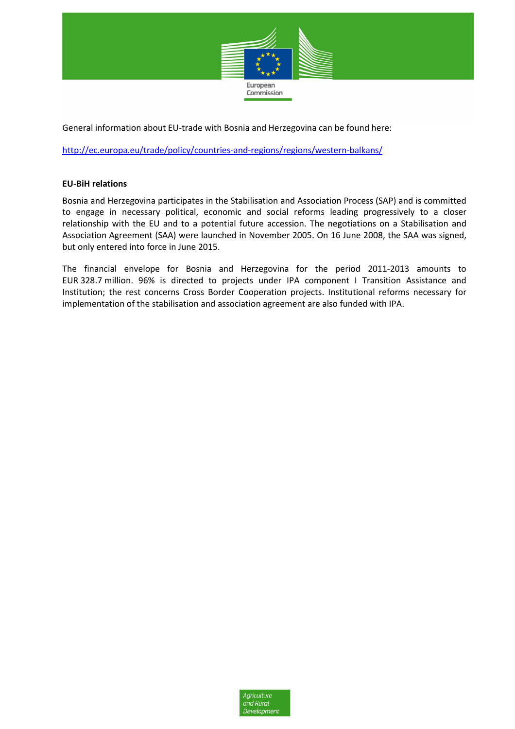General information about EU-trade with Bosnia and Herzegovina can be found here:

http://ec.europa.eu/trade/policy/countries-and-regions/regions/western-balkans/

**EU-BiH relations**

Bosnia and Herzegovina participates in the Stabilisation and Association Process (SAP) and is committed to engage in necessary political, economic and social reforms leading progressively to a closer relationship with the EU and to a potential future accession. The negotiations on a Stabilisation and Association Agreement (SAA) were launched in November 2005. On 16 June 2008, the SAA was signed, but only entered into force in June 2015.

The financial envelope for Bosnia and Herzegovina for the period 2011-2013 amounts to EUR 328.7 million. 96% is directed to projects under IPA component I Transition Assistance and Institution; the rest concerns Cross Border Cooperation projects. Institutional reforms necessary for implementation of the stabilisation and association agreement are also funded with IPA.